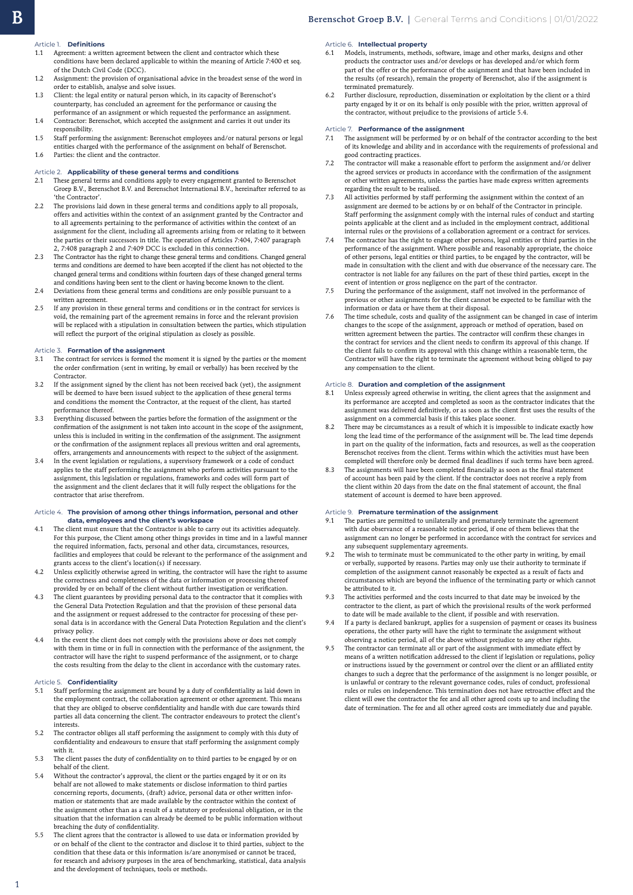## Article 1. Definitions

1.1 Agreement: a written agreement between the client and contractor which these conditions have been declared applicable to within the meaning of Article 7:400 et seq. of the Dutch Civil Code (DCC).

1.2 Assignment: the provision of organisational advice in the broadest sense of the word in order to establish, analyse and solve issues.

1.3 Client: the legal entity or natural person which, in its capacity of Berenschot's counterparty, has concluded an agreement for the performance or causing the performance of an assignment or which requested the performance an assignment.

1.4 Contractor: Berenschot, which accepted the assignment and carries it out under its responsibility.

1.5 Staff performing the assignment: Berenschot employees and/or natural persons or legal entities charged with the performance of the assignment on behalf of Berenschot.

1.6 Parties: the client and the contractor.

## Article 2. Applicability of these general terms and conditions

2.1 These general terms and conditions apply to every engagement granted to Berenschot Groep B.V., Berenschot B.V. and Berenschot International B.V., hereinafter referred to as 'the Contractor'.

2.2 The provisions laid down in these general terms and conditions apply to all proposals, offers and activities within the context of an assignment granted by the Contractor and to all agreements pertaining to the performance of activities within the context of an assignment for the client, including all agreements arising from or relating to it between the parties or their successors in title. The operation of Articles 7:404, 7:407 paragraph 2, 7:408 paragraph 2 and 7:409 DCC is excluded in this connection.

2.3 The Contractor has the right to change these general terms and conditions. Changed general terms and conditions are deemed to have been accepted if the client has not objected to the changed general terms and conditions within fourteen days of these changed general terms and conditions having been sent to the client or having become known to the client.

2.4 Deviations from these general terms and conditions are only possible pursuant to a written agreement.

2.5 If any provision in these general terms and conditions or in the contract for services is void, the remaining part of the agreement remains in force and the relevant provision will be replaced with a stipulation in consultation between the parties, which stipulation will reflect the purport of the original stipulation as closely as possible.

## Article 3. Formation of the assignment

3.1 The contract for services is formed the moment it is signed by the parties or the moment the order confirmation (sent in writing, by email or verbally) has been received by the Contractor.

3.2 If the assignment signed by the client has not been received back (yet), the assignment will be deemed to have been issued subject to the application of these general terms and conditions the moment the Contractor, at the request of the client, has started performance thereof.

3.3 Everything discussed between the parties before the formation of the assignment or the confirmation of the assignment is not taken into account in the scope of the assignment, unless this is included in writing in the confirmation of the assignment. The assignment or the confirmation of the assignment replaces all previous written and oral agreements, offers, arrangements and announcements with respect to the subject of the assignment.

3.4 In the event legislation or regulations, a supervisory framework or a code of conduct applies to the staff performing the assignment who perform activities pursuant to the assignment, this legislation or regulations, frameworks and codes will form part of the assignment and the client declares that it will fully respect the obligations for the contractor that arise therefrom.

## Article 4. The provision of among other things information, personal and other data, employees and the client's workspace

4.1 The client must ensure that the Contractor is able to carry out its activities adequately. For this purpose, the Client among other things provides in time and in a lawful manner the required information, facts, personal and other data, circumstances, resources, facilities and employees that could be relevant to the performance of the assignment and grants access to the client's location(s) if necessary.

4.2 Unless explicitly otherwise agreed in writing, the contractor will have the right to assume the correctness and completeness of the data or information or processing thereof provided by or on behalf of the client without further investigation or verification.

4.3 The client guarantees by providing personal data to the contractor that it complies with the General Data Protection Regulation and that the provision of these personal data and the assignment or request addressed to the contractor for processing of these personal data is in accordance with the General Data Protection Regulation and the client's privacy policy.

4.4 In the event the client does not comply with the provisions above or does not comply with them in time or in full in connection with the performance of the assignment, the contractor will have the right to suspend performance of the assignment, or to charge the costs resulting from the delay to the client in accordance with the customary rates.

## Article 5. Confidentiality

5.1 Staff performing the assignment are bound by a duty of confidentiality as laid down in the employment contract, the collaboration agreement or other agreement. This means that they are obliged to observe confidentiality and handle with due care towards third parties all data concerning the client. The contractor endeavours to protect the client's interests.

5.2 The contractor obliges all staff performing the assignment to comply with this duty of confidentiality and endeavours to ensure that staff performing the assignment comply with it.

5.3 The client passes the duty of confidentiality on to third parties to be engaged by or on behalf of the client.

5.4 Without the contractor's approval, the client or the parties engaged by it or on its behalf are not allowed to make statements or disclose information to third parties concerning reports, documents, (draft) advice, personal data or other written information or statements that are made available by the contractor within the context of the assignment other than as a result of a statutory or professional obligation, or in the situation that the information can already be deemed to be public information without breaching the duty of confidentiality.

5.5 The client agrees that the contractor is allowed to use data or information provided by or on behalf of the client to the contractor and disclose it to third parties, subject to the condition that these data or this information is/are anonymised or cannot be traced, for research and advisory purposes in the area of benchmarking, statistical, data analysis and the development of techniques, tools or methods.

## Article 6. Intellectual property

6.1 Models, instruments, methods, software, image and other marks, designs and other products the contractor uses and/or develops or has developed and/or which form part of the offer or the performance of the assignment and that have been included in the results (of research), remain the property of Berenschot, also if the assignment is terminated prematurely.

6.2 Further disclosure, reproduction, dissemination or exploitation by the client or a third party engaged by it or on its behalf is only possible with the prior, written approval of the contractor, without prejudice to the provisions of article 5.4.

## Article 7. Performance of the assignment

7.1 The assignment will be performed by or on behalf of the contractor according to the best of its knowledge and ability and in accordance with the requirements of professional and good contracting practices.

7.2 The contractor will make a reasonable effort to perform the assignment and/or deliver the agreed services or products in accordance with the confirmation of the assignment or other written agreements, unless the parties have made express written agreements regarding the result to be realised.

7.3 All activities performed by staff performing the assignment within the context of an assignment are deemed to be actions by or on behalf of the Contractor in principle. Staff performing the assignment comply with the internal rules of conduct and starting points applicable at the client and as included in the employment contract, additional internal rules or the provisions of a collaboration agreement or a contract for services.

7.4 The contractor has the right to engage other persons, legal entities or third parties in the performance of the assignment. Where possible and reasonably appropriate, the choice of other persons, legal entities or third parties, to be engaged by the contractor, will be made in consultation with the client and with due observance of the necessary care. The contractor is not liable for any failures on the part of these third parties, except in the event of intention or gross negligence on the part of the contractor.

7.5 During the performance of the assignment, staff not involved in the performance of previous or other assignments for the client cannot be expected to be familiar with the information or data or have them at their disposal.

7.6 The time schedule, costs and quality of the assignment can be changed in case of interim changes to the scope of the assignment, approach or method of operation, based on written agreement between the parties. The contractor will confirm these changes in the contract for services and the client needs to confirm its approval of this change. If the client fails to confirm its approval with this change within a reasonable term, the Contractor will have the right to terminate the agreement without being obliged to pay any compensation to the client.

## Article 8. Duration and completion of the assignment

8.1 Unless expressly agreed otherwise in writing, the client agrees that the assignment and its performance are accepted and completed as soon as the contractor indicates that the assignment was delivered definitively, or as soon as the client first uses the results of the assignment on a commercial basis if this takes place sooner.

8.2 There may be circumstances as a result of which it is impossible to indicate exactly how long the lead time of the performance of the assignment will be. The lead time depends in part on the quality of the information, facts and resources, as well as the cooperation Berenschot receives from the client. Terms within which the activities must have been completed will therefore only be deemed final deadlines if such terms have been agreed.

8.3 The assignments will have been completed financially as soon as the final statement of account has been paid by the client. If the contractor does not receive a reply from the client within 20 days from the date on the final statement of account, the final statement of account is deemed to have been approved.

## Article 9. Premature termination of the assignment

9.1 The parties are permitted to unilaterally and prematurely terminate the agreement with due observance of a reasonable notice period, if one of them believes that the assignment can no longer be performed in accordance with the contract for services and any subsequent supplementary agreements.

9.2 The wish to terminate must be communicated to the other party in writing, by email or verbally, supported by reasons. Parties may only use their authority to terminate if completion of the assignment cannot reasonably be expected as a result of facts and circumstances which are beyond the influence of the terminating party or which cannot be attributed to it.

9.3 The activities performed and the costs incurred to that date may be invoiced by the contractor to the client, as part of which the provisional results of the work performed to date will be made available to the client, if possible and with reservation.

9.4 If a party is declared bankrupt, applies for a suspension of payment or ceases its business operations, the other party will have the right to terminate the assignment without observing a notice period, all of the above without prejudice to any other rights.

9.5 The contractor can terminate all or part of the assignment with immediate effect by means of a written notification addressed to the client if legislation or regulations, policy or instructions issued by the government or control over the client or an affiliated entity changes to such a degree that the performance of the assignment is no longer possible, or is unlawful or contrary to the relevant governance codes, rules of conduct, professional rules or rules on independence. This termination does not have retroactive effect and the client will owe the contractor the fee and all other agreed costs up to and including the date of termination. The fee and all other agreed costs are immediately due and payable.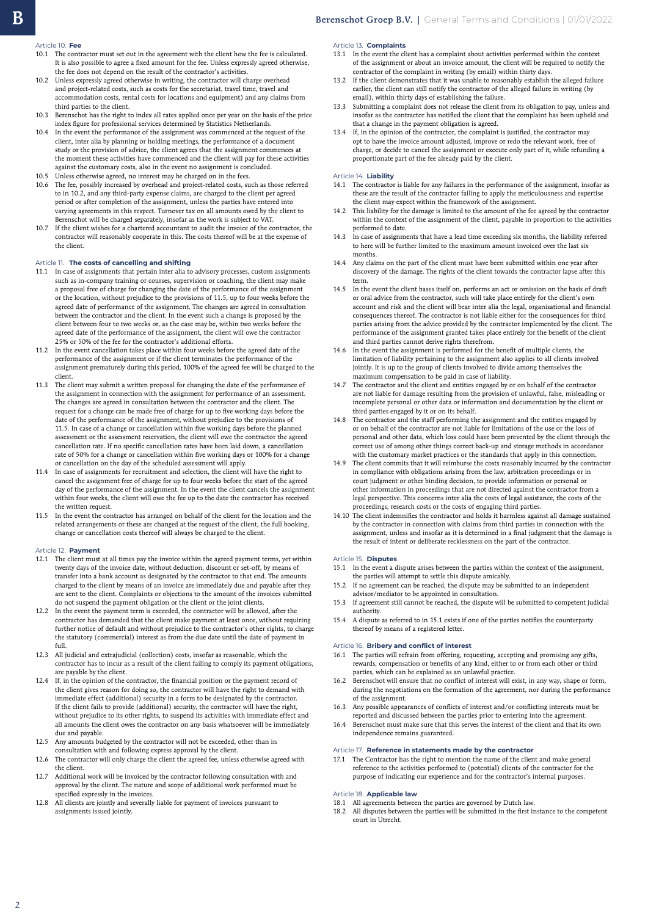### Article 10. Fee

10.1 The contractor must set out in the agreement with the client how the fee is calculated. It is also possible to agree a fixed amount for the fee. Unless expressly agreed otherwise, the fee does not depend on the result of the contractor's activities.

10.2 Unless expressly agreed otherwise in writing, the contractor will charge overhead and project-related costs, such as costs for the secretariat, travel time, travel and accommodation costs, rental costs for locations and equipment) and any claims from third parties to the client.

10.3 Berenschot has the right to index all rates applied once per year on the basis of the price index figure for professional services determined by Statistics Netherlands.

10.4 In the event the performance of the assignment was commenced at the request of the client, inter alia by planning or holding meetings, the performance of a document study or the provision of advice, the client agrees that the assignment commences at the moment these activities have commenced and the client will pay for these activities against the customary costs, also in the event no assignment is concluded.

10.5 Unless otherwise agreed, no interest may be charged on in the fees.

10.6 The fee, possibly increased by overhead and project-related costs, such as those referred to in 10.2, and any third-party expense claims, are charged to the client per agreed period or after completion of the assignment, unless the parties have entered into varying agreements in this respect. Turnover tax on all amounts owed by the client to Berenschot will be charged separately, insofar as the work is subject to VAT.

10.7 If the client wishes for a chartered accountant to audit the invoice of the contractor, the contractor will reasonably cooperate in this. The costs thereof will be at the expense of the client.

### Article 11. The costs of cancelling and shifting

11.1 In case of assignments that pertain inter alia to advisory processes, custom assignments such as in-company training or courses, supervision or coaching, the client may make a proposal free of charge for changing the date of the performance of the assignment or the location, without prejudice to the provisions of 11.5, up to four weeks before the agreed date of performance of the assignment. The changes are agreed in consultation between the contractor and the client. In the event such a change is proposed by the client between four to two weeks or, as the case may be, within two weeks before the agreed date of the performance of the assignment, the client will owe the contractor 25% or 50% of the fee for the contractor's additional efforts.

11.2 In the event cancellation takes place within four weeks before the agreed date of the performance of the assignment or if the client terminates the performance of the assignment prematurely during this period, 100% of the agreed fee will be charged to the client.

11.3 The client may submit a written proposal for changing the date of the performance of the assignment in connection with the assignment for performance of an assessment. The changes are agreed in consultation between the contractor and the client. The request for a change can be made free of charge for up to five working days before the date of the performance of the assignment, without prejudice to the provisions of 11.5. In case of a change or cancellation within five working days before the planned assessment or the assessment reservation, the client will owe the contractor the agreed cancellation rate. If no specific cancellation rates have been laid down, a cancellation rate of 50% for a change or cancellation within five working days or 100% for a change or cancellation on the day of the scheduled assessment will apply.

11.4 In case of assignments for recruitment and selection, the client will have the right to cancel the assignment free of charge for up to four weeks before the start of the agreed day of the performance of the assignment. In the event the client cancels the assignment within four weeks, the client will owe the fee up to the date the contractor has received the written request.

11.5 In the event the contractor has arranged on behalf of the client for the location and the related arrangements or these are changed at the request of the client, the full booking, change or cancellation costs thereof will always be charged to the client.

### Article 12. Payment

12.1 The client must at all times pay the invoice within the agreed payment terms, yet within twenty days of the invoice date, without deduction, discount or set-off, by means of transfer into a bank account as designated by the contractor to that end. The amounts charged to the client by means of an invoice are immediately due and payable after they are sent to the client. Complaints or objections to the amount of the invoices submitted do not suspend the payment obligation or the client or the joint clients.

12.2 In the event the payment term is exceeded, the contractor will be allowed, after the contractor has demanded that the client make payment at least once, without requiring further notice of default and without prejudice to the contractor's other rights, to charge the statutory (commercial) interest as from the due date until the date of payment in full.

12.3 All judicial and extrajudicial (collection) costs, insofar as reasonable, which the contractor has to incur as a result of the client failing to comply its payment obligations, are payable by the client.

12.4 If, in the opinion of the contractor, the financial position or the payment record of the client gives reason for doing so, the contractor will have the right to demand with immediate effect (additional) security in a form to be designated by the contractor. If the client fails to provide (additional) security, the contractor will have the right, without prejudice to its other rights, to suspend its activities with immediate effect and all amounts the client owes the contractor on any basis whatsoever will be immediately due and payable.

12.5 Any amounts budgeted by the contractor will not be exceeded, other than in consultation with and following express approval by the client.

12.6 The contractor will only charge the client the agreed fee, unless otherwise agreed with the client.

12.7 Additional work will be invoiced by the contractor following consultation with and approval by the client. The nature and scope of additional work performed must be specified expressly in the invoices.

12.8 All clients are jointly and severally liable for payment of invoices pursuant to assignments issued jointly.

### Article 13. Complaints

13.1 In the event the client has a complaint about activities performed within the context of the assignment or about an invoice amount, the client will be required to notify the contractor of the complaint in writing (by email) within thirty days.

13.2 If the client demonstrates that it was unable to reasonably establish the alleged failure earlier, the client can still notify the contractor of the alleged failure in writing (by email), within thirty days of establishing the failure.

13.3 Submitting a complaint does not release the client from its obligation to pay, unless and insofar as the contractor has notified the client that the complaint has been upheld and that a change in the payment obligation is agreed.

13.4 If, in the opinion of the contractor, the complaint is justified, the contractor may opt to have the invoice amount adjusted, improve or redo the relevant work, free of charge, or decide to cancel the assignment or execute only part of it, while refunding a proportionate part of the fee already paid by the client.

### Article 14. Liability

14.1 The contractor is liable for any failures in the performance of the assignment, insofar as these are the result of the contractor failing to apply the meticulousness and expertise the client may expect within the framework of the assignment.

14.2 This liability for the damage is limited to the amount of the fee agreed by the contractor within the context of the assignment of the client, payable in proportion to the activities performed to date.

14.3 In case of assignments that have a lead time exceeding six months, the liability referred to here will be further limited to the maximum amount invoiced over the last six months.

14.4 Any claims on the part of the client must have been submitted within one year after discovery of the damage. The rights of the client towards the contractor lapse after this term.

14.5 In the event the client bases itself on, performs an act or omission on the basis of draft or oral advice from the contractor, such will take place entirely for the client's own account and risk and the client will bear inter alia the legal, organisational and financial consequences thereof. The contractor is not liable either for the consequences for third parties arising from the advice provided by the contractor implemented by the client. The performance of the assignment granted takes place entirely for the benefit of the client and third parties cannot derive rights therefrom.

14.6 In the event the assignment is performed for the benefit of multiple clients, the limitation of liability pertaining to the assignment also applies to all clients involved jointly. It is up to the group of clients involved to divide among themselves the maximum compensation to be paid in case of liability.

14.7 The contractor and the client and entities engaged by or on behalf of the contractor are not liable for damage resulting from the provision of unlawful, false, misleading or incomplete personal or other data or information and documentation by the client or third parties engaged by it or on its behalf.

14.8 The contractor and the staff performing the assignment and the entities engaged by or on behalf of the contractor are not liable for limitations of the use or the loss of personal and other data, which loss could have been prevented by the client through the correct use of among other things correct back-up and storage methods in accordance with the customary market practices or the standards that apply in this connection.

14.9 The client commits that it will reimburse the costs reasonably incurred by the contractor in compliance with obligations arising from the law, arbitration proceedings or in court judgment or other binding decision, to provide information or personal or other information in proceedings that are not directed against the contractor from a legal perspective. This concerns inter alia the costs of legal assistance, the costs of the proceedings, research costs or the costs of engaging third parties.

14.10 The client indemnifies the contractor and holds it harmless against all damage sustained by the contractor in connection with claims from third parties in connection with the assignment, unless and insofar as it is determined in a final judgment that the damage is the result of intent or deliberate recklessness on the part of the contractor.

### Article 15. Disputes

15.1 In the event a dispute arises between the parties within the context of the assignment, the parties will attempt to settle this dispute amicably.

15.2 If no agreement can be reached, the dispute may be submitted to an independent advisor/mediator to be appointed in consultation.

15.3 If agreement still cannot be reached, the dispute will be submitted to competent judicial authority.

15.4 A dispute as referred to in 15.1 exists if one of the parties notifies the counterparty thereof by means of a registered letter.

### Article 16. Bribery and conflict of interest

16.1 The parties will refrain from offering, requesting, accepting and promising any gifts, rewards, compensation or benefits of any kind, either to or from each other or third parties, which can be explained as an unlawful practice.

16.2 Berenschot will ensure that no conflict of interest will exist, in any way, shape or form, during the negotiations on the formation of the agreement, nor during the performance of the assignment.

16.3 Any possible appearances of conflicts of interest and/or conflicting interests must be reported and discussed between the parties prior to entering into the agreement.

16.4 Berenschot must make sure that this serves the interest of the client and that its own independence remains guaranteed.

### Article 17. Reference in statements made by the contractor

17.1 The Contractor has the right to mention the name of the client and make general reference to the activities performed to (potential) clients of the contractor for the purpose of indicating our experience and for the contractor's internal purposes.

### Article 18. Applicable law

18.1 All agreements between the parties are governed by Dutch law.

18.2 All disputes between the parties will be submitted in the first instance to the competent court in Utrecht.